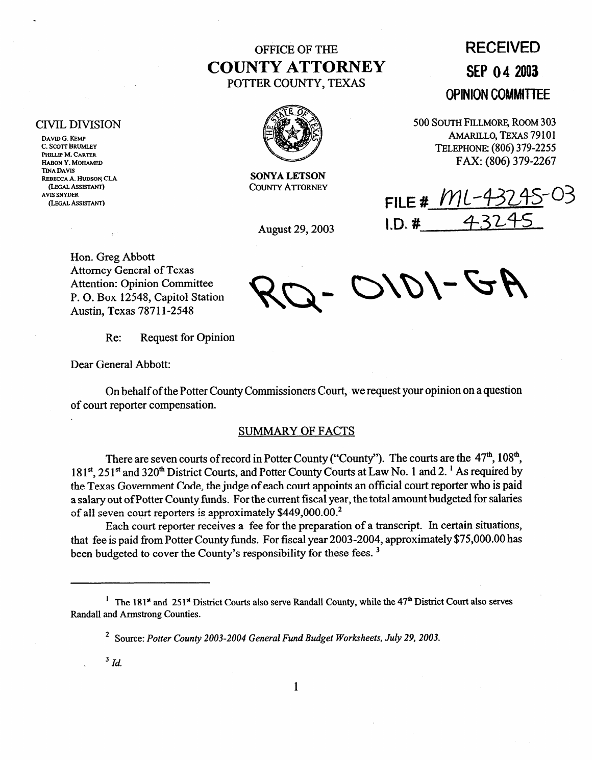# OFFICE OF THE
# COUNTY ATTORNEY
POTTER COUNTY, TEXAS

**RECEIVED**
**SEP 04 2003**
**OPINION COMMITTEE**

CIVIL DIVISION

DAVID G. KEMP
C. SCOTT BRUMLEY
PHILLIP M. CARTER
HABON Y. MOHAMED
TINA DAVIS
REBECCA A. HUDSON, CLA
(LEGAL ASSISTANT)
AVIS SNYDER
(LEGAL ASSISTANT)

**SONYA LETSON**
COUNTY ATTORNEY

500 SOUTH FILLMORE, ROOM 303
AMARILLO, TEXAS 79101
TELEPHONE: (806) 379-2255
FAX: (806) 379-2267

FILE # ML-43245-03
I.D. # 43245

August 29, 2003

Hon. Greg Abbott
Attorney General of Texas
Attention: Opinion Committee
P. O. Box 12548, Capitol Station
Austin, Texas 78711-2548

RQ-0101-GA

Re: Request for Opinion

Dear General Abbott:

On behalf of the Potter County Commissioners Court, we request your opinion on a question of court reporter compensation.

## SUMMARY OF FACTS

There are seven courts of record in Potter County ("County"). The courts are the 47th, 108th, 181st, 251st and 320th District Courts, and Potter County Courts at Law No. 1 and 2. [1] As required by the Texas Government Code, the judge of each court appoints an official court reporter who is paid a salary out of Potter County funds. For the current fiscal year, the total amount budgeted for salaries of all seven court reporters is approximately $449,000.00.[2]

Each court reporter receives a fee for the preparation of a transcript. In certain situations, that fee is paid from Potter County funds. For fiscal year 2003-2004, approximately $75,000.00 has been budgeted to cover the County's responsibility for these fees. [3]

---

[1] The 181st and 251st District Courts also serve Randall County, while the 47th District Court also serves Randall and Armstrong Counties.

[2] Source: *Potter County 2003-2004 General Fund Budget Worksheets, July 29, 2003.*

[3] *Id.*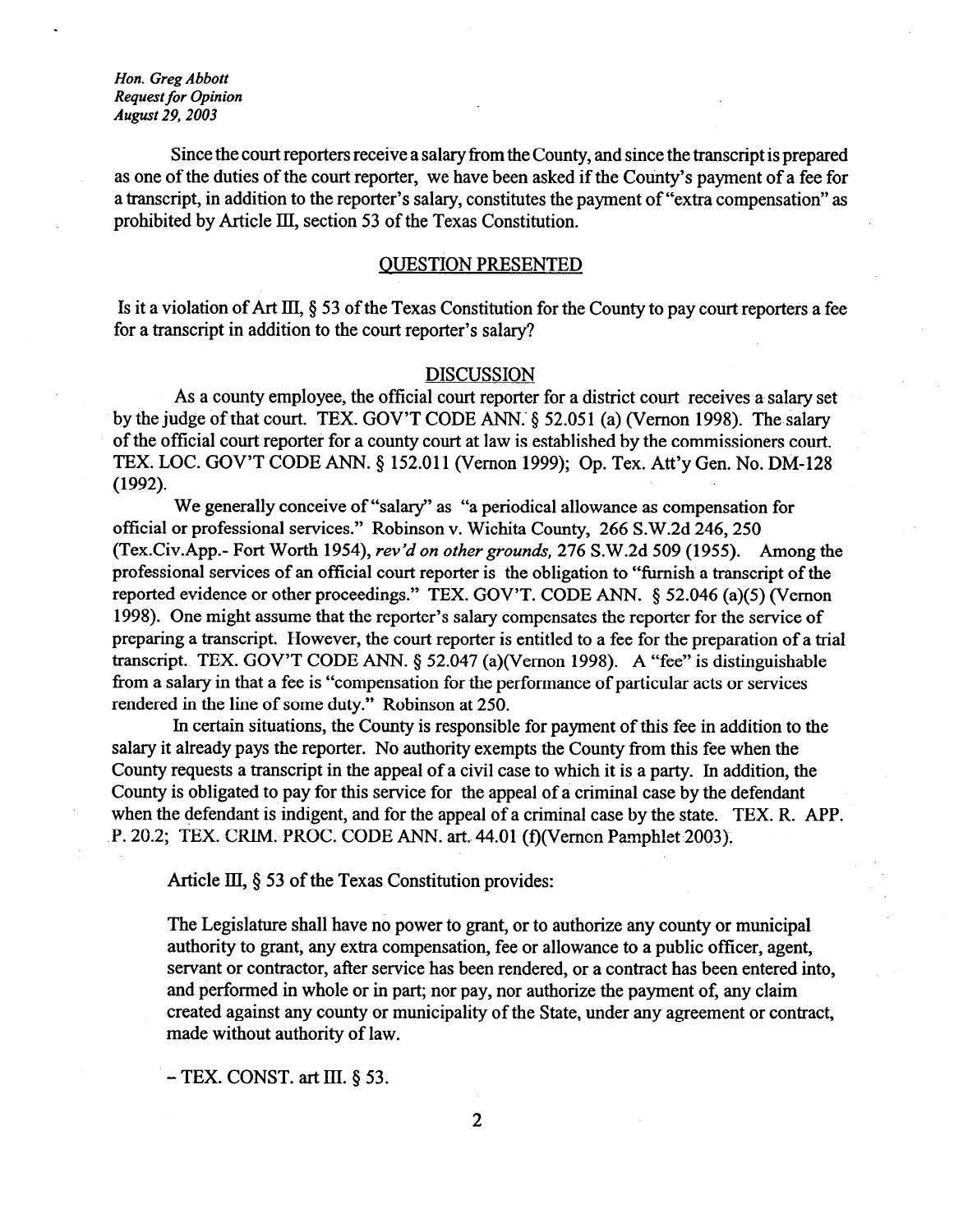Since the court reporters receive a salary from the County, and since the transcript is prepared as one of the duties of the court reporter, we have been asked if the County's payment of a fee for a transcript, in addition to the reporter's salary, constitutes the payment of "extra compensation" as prohibited by Article III, section 53 of the Texas Constitution.

## QUESTION PRESENTED

Is it a violation of Art III, § 53 of the Texas Constitution for the County to pay court reporters a fee for a transcript in addition to the court reporter's salary?

## DISCUSSION

As a county employee, the official court reporter for a district court receives a salary set by the judge of that court. TEX. GOV'T CODE ANN. § 52.051 (a) (Vernon 1998). The salary of the official court reporter for a county court at law is established by the commissioners court. TEX. LOC. GOV'T CODE ANN. § 152.011 (Vernon 1999); Op. Tex. Att'y Gen. No. DM-128 (1992).

We generally conceive of "salary" as "a periodical allowance as compensation for official or professional services." Robinson v. Wichita County, 266 S.W.2d 246, 250 (Tex.Civ.App.- Fort Worth 1954), *rev'd on other grounds,* 276 S.W.2d 509 (1955). Among the professional services of an official court reporter is the obligation to "furnish a transcript of the reported evidence or other proceedings." TEX. GOV'T. CODE ANN. § 52.046 (a)(5) (Vernon 1998). One might assume that the reporter's salary compensates the reporter for the service of preparing a transcript. However, the court reporter is entitled to a fee for the preparation of a trial transcript. TEX. GOV'T CODE ANN. § 52.047 (a)(Vernon 1998). A "fee" is distinguishable from a salary in that a fee is "compensation for the performance of particular acts or services rendered in the line of some duty." Robinson at 250.

In certain situations, the County is responsible for payment of this fee in addition to the salary it already pays the reporter. No authority exempts the County from this fee when the County requests a transcript in the appeal of a civil case to which it is a party. In addition, the County is obligated to pay for this service for the appeal of a criminal case by the defendant when the defendant is indigent, and for the appeal of a criminal case by the state. TEX. R. APP. P. 20.2; TEX. CRIM. PROC. CODE ANN. art. 44.01 (f)(Vernon Pamphlet 2003).

Article III, § 53 of the Texas Constitution provides:

> The Legislature shall have no power to grant, or to authorize any county or municipal authority to grant, any extra compensation, fee or allowance to a public officer, agent, servant or contractor, after service has been rendered, or a contract has been entered into, and performed in whole or in part; nor pay, nor authorize the payment of, any claim created against any county or municipality of the State, under any agreement or contract, made without authority of law.
>
> – TEX. CONST. art III. § 53.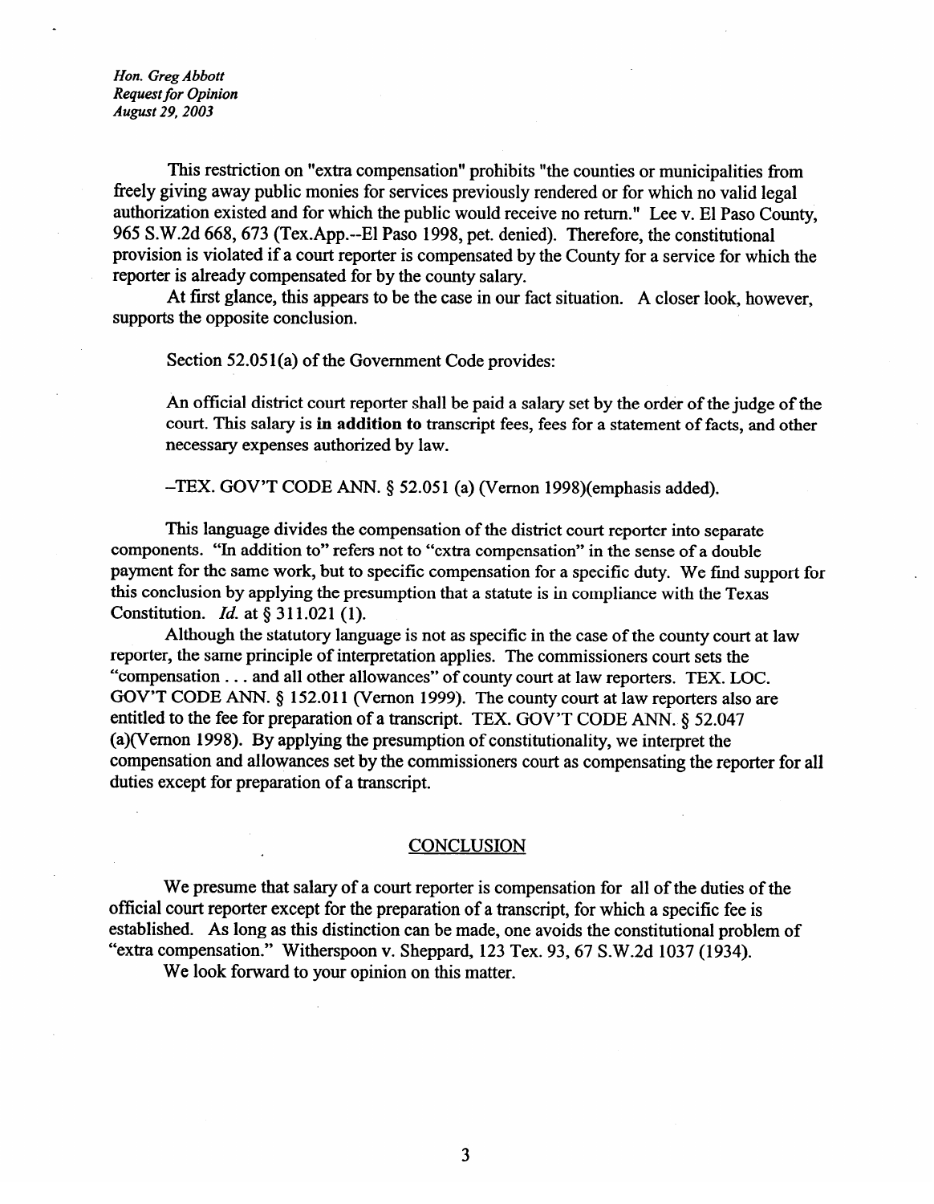This restriction on "extra compensation" prohibits "the counties or municipalities from freely giving away public monies for services previously rendered or for which no valid legal authorization existed and for which the public would receive no return." Lee v. El Paso County, 965 S.W.2d 668, 673 (Tex.App.--El Paso 1998, pet. denied). Therefore, the constitutional provision is violated if a court reporter is compensated by the County for a service for which the reporter is already compensated for by the county salary.

At first glance, this appears to be the case in our fact situation. A closer look, however, supports the opposite conclusion.

Section 52.051(a) of the Government Code provides:

> An official district court reporter shall be paid a salary set by the order of the judge of the court. This salary is **in addition to** transcript fees, fees for a statement of facts, and other necessary expenses authorized by law.
>
> –TEX. GOV'T CODE ANN. § 52.051 (a) (Vernon 1998)(emphasis added).

This language divides the compensation of the district court reporter into separate components. "In addition to" refers not to "extra compensation" in the sense of a double payment for the same work, but to specific compensation for a specific duty. We find support for this conclusion by applying the presumption that a statute is in compliance with the Texas Constitution. *Id.* at § 311.021 (1).

Although the statutory language is not as specific in the case of the county court at law reporter, the same principle of interpretation applies. The commissioners court sets the "compensation . . . and all other allowances" of county court at law reporters. TEX. LOC. GOV'T CODE ANN. § 152.011 (Vernon 1999). The county court at law reporters also are entitled to the fee for preparation of a transcript. TEX. GOV'T CODE ANN. § 52.047 (a)(Vernon 1998). By applying the presumption of constitutionality, we interpret the compensation and allowances set by the commissioners court as compensating the reporter for all duties except for preparation of a transcript.

## CONCLUSION

We presume that salary of a court reporter is compensation for all of the duties of the official court reporter except for the preparation of a transcript, for which a specific fee is established. As long as this distinction can be made, one avoids the constitutional problem of "extra compensation." Witherspoon v. Sheppard, 123 Tex. 93, 67 S.W.2d 1037 (1934).

We look forward to your opinion on this matter.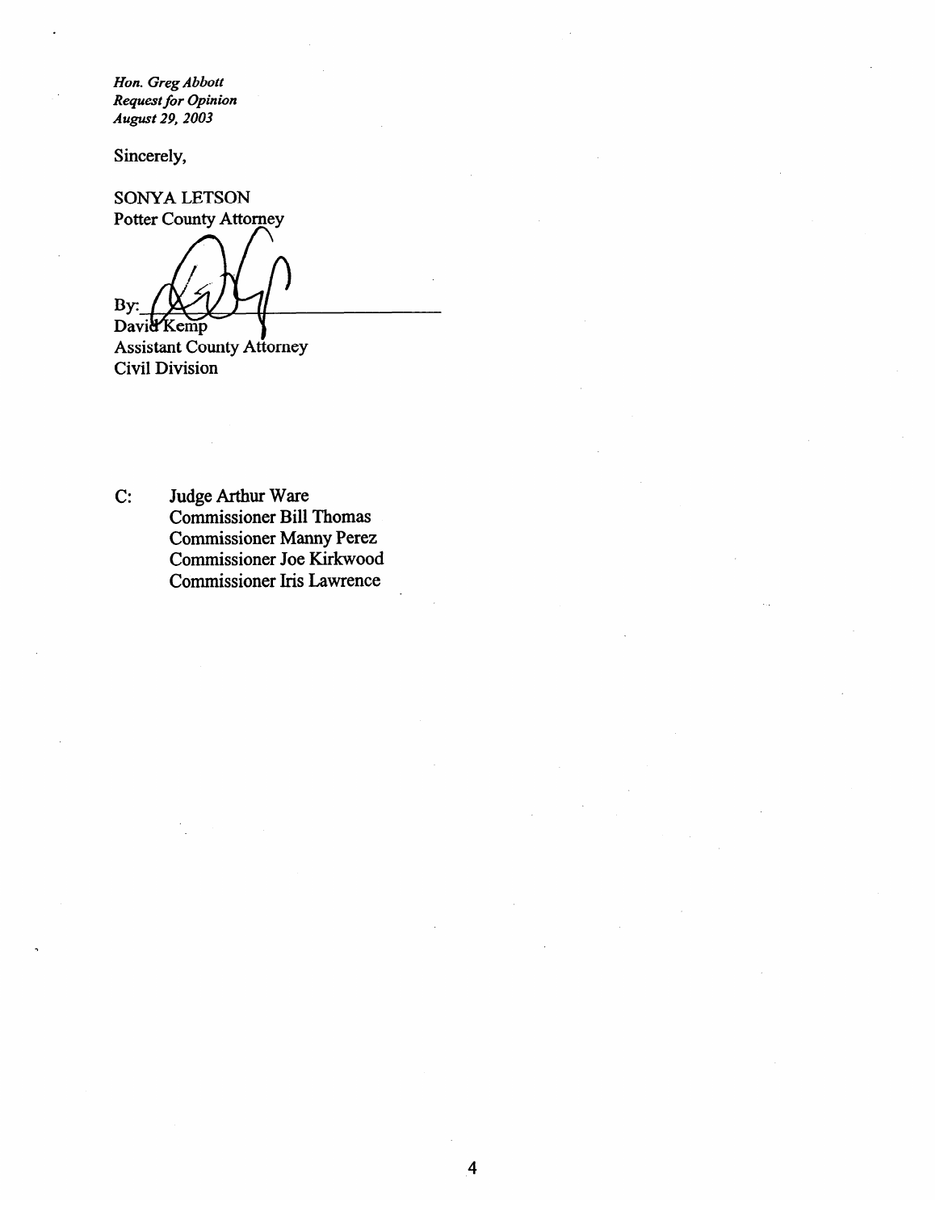Sincerely,

SONYA LETSON
Potter County Attorney

By: ______________________________
David Kemp
Assistant County Attorney
Civil Division

C: Judge Arthur Ware
Commissioner Bill Thomas
Commissioner Manny Perez
Commissioner Joe Kirkwood
Commissioner Iris Lawrence